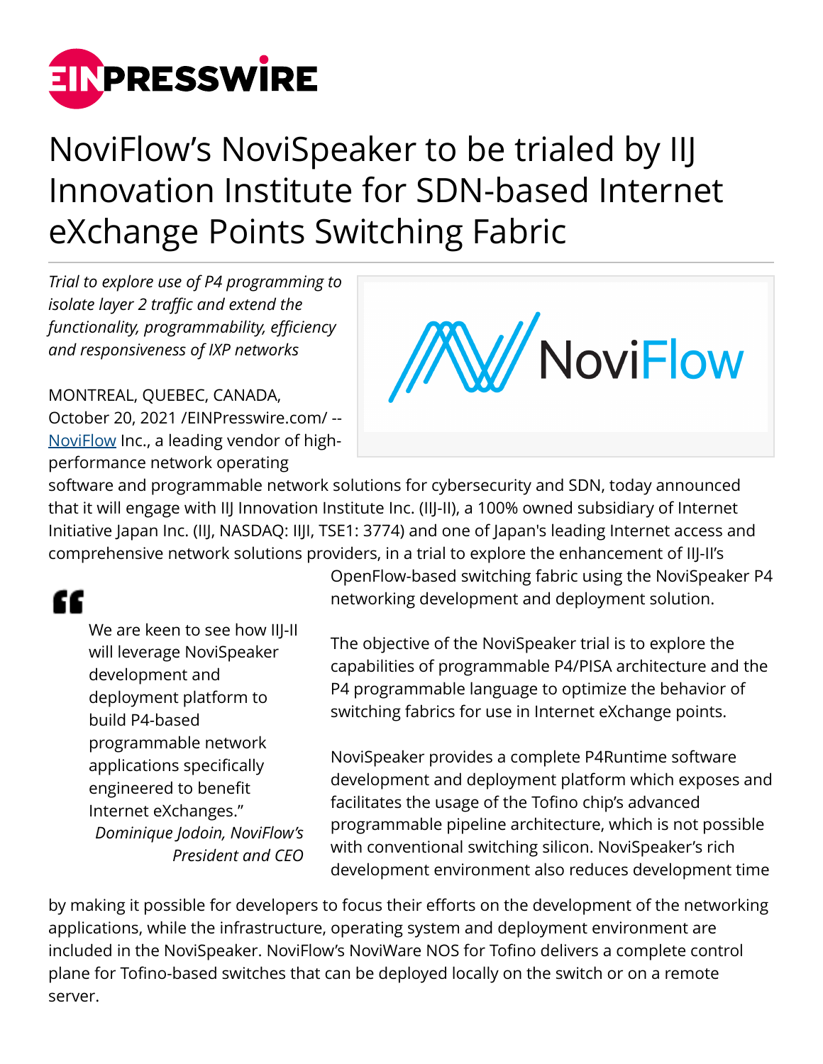# NoviFlow's NoviSpeaker to be trialed by IIJ Innovation Institute for SDN-based Internet eXchange Points Switching Fabric

*Trial to explore use of P4 programming to isolate layer 2 traffic and extend the functionality, programmability, efficiency and responsiveness of IXP networks*

MONTREAL, QUEBEC, CANADA, October 20, 2021 /EINPresswire.com/ -- NoviFlow Inc., a leading vendor of high-performance network operating software and programmable network solutions for cybersecurity and SDN, today announced that it will engage with IIJ Innovation Institute Inc. (IIJ-II), a 100% owned subsidiary of Internet Initiative Japan Inc. (IIJ, NASDAQ: IIJI, TSE1: 3774) and one of Japan's leading Internet access and comprehensive network solutions providers, in a trial to explore the enhancement of IIJ-II's OpenFlow-based switching fabric using the NoviSpeaker P4 networking development and deployment solution.

> "We are keen to see how IIJ-II will leverage NoviSpeaker development and deployment platform to build P4-based programmable network applications specifically engineered to benefit Internet eXchanges."
>
> *Dominique Jodoin, NoviFlow's President and CEO*

The objective of the NoviSpeaker trial is to explore the capabilities of programmable P4/PISA architecture and the P4 programmable language to optimize the behavior of switching fabrics for use in Internet eXchange points.

NoviSpeaker provides a complete P4Runtime software development and deployment platform which exposes and facilitates the usage of the Tofino chip's advanced programmable pipeline architecture, which is not possible with conventional switching silicon. NoviSpeaker's rich development environment also reduces development time by making it possible for developers to focus their efforts on the development of the networking applications, while the infrastructure, operating system and deployment environment are included in the NoviSpeaker. NoviFlow's NoviWare NOS for Tofino delivers a complete control plane for Tofino-based switches that can be deployed locally on the switch or on a remote server.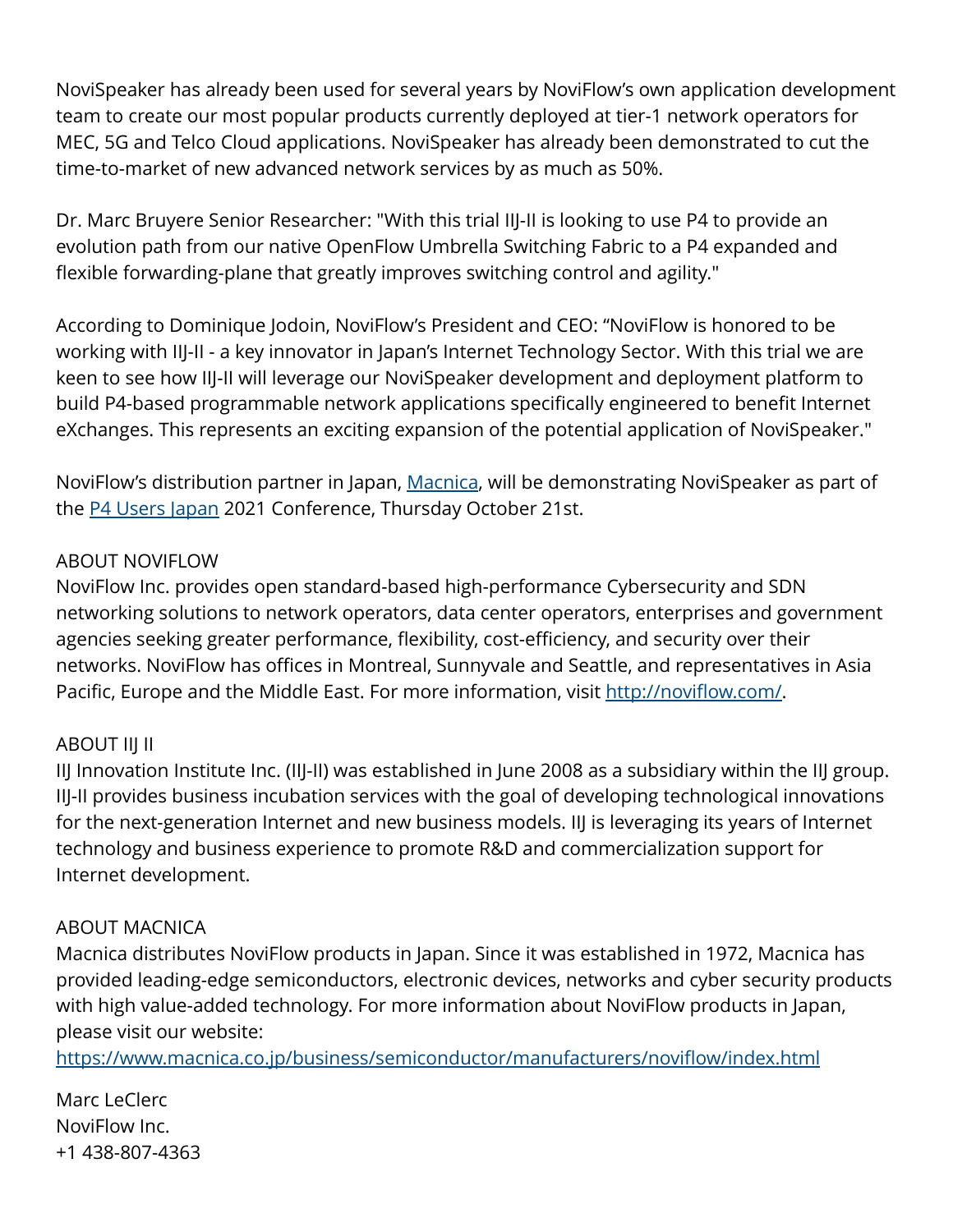NoviSpeaker has already been used for several years by NoviFlow's own application development team to create our most popular products currently deployed at tier-1 network operators for MEC, 5G and Telco Cloud applications. NoviSpeaker has already been demonstrated to cut the time-to-market of new advanced network services by as much as 50%.

Dr. Marc Bruyere Senior Researcher: "With this trial IIJ-II is looking to use P4 to provide an evolution path from our native OpenFlow Umbrella Switching Fabric to a P4 expanded and flexible forwarding-plane that greatly improves switching control and agility."

According to Dominique Jodoin, NoviFlow's President and CEO: "NoviFlow is honored to be working with IIJ-II - a key innovator in Japan's Internet Technology Sector. With this trial we are keen to see how IIJ-II will leverage our NoviSpeaker development and deployment platform to build P4-based programmable network applications specifically engineered to benefit Internet eXchanges. This represents an exciting expansion of the potential application of NoviSpeaker."

NoviFlow's distribution partner in Japan, [Macnica](), will be demonstrating NoviSpeaker as part of the [P4 Users Japan]() 2021 Conference, Thursday October 21st.

ABOUT NOVIFLOW
NoviFlow Inc. provides open standard-based high-performance Cybersecurity and SDN networking solutions to network operators, data center operators, enterprises and government agencies seeking greater performance, flexibility, cost-efficiency, and security over their networks. NoviFlow has offices in Montreal, Sunnyvale and Seattle, and representatives in Asia Pacific, Europe and the Middle East. For more information, visit http://noviflow.com/.

ABOUT IIJ II
IIJ Innovation Institute Inc. (IIJ-II) was established in June 2008 as a subsidiary within the IIJ group. IIJ-II provides business incubation services with the goal of developing technological innovations for the next-generation Internet and new business models. IIJ is leveraging its years of Internet technology and business experience to promote R&D and commercialization support for Internet development.

ABOUT MACNICA
Macnica distributes NoviFlow products in Japan. Since it was established in 1972, Macnica has provided leading-edge semiconductors, electronic devices, networks and cyber security products with high value-added technology. For more information about NoviFlow products in Japan, please visit our website:
https://www.macnica.co.jp/business/semiconductor/manufacturers/noviflow/index.html

Marc LeClerc
NoviFlow Inc.
+1 438-807-4363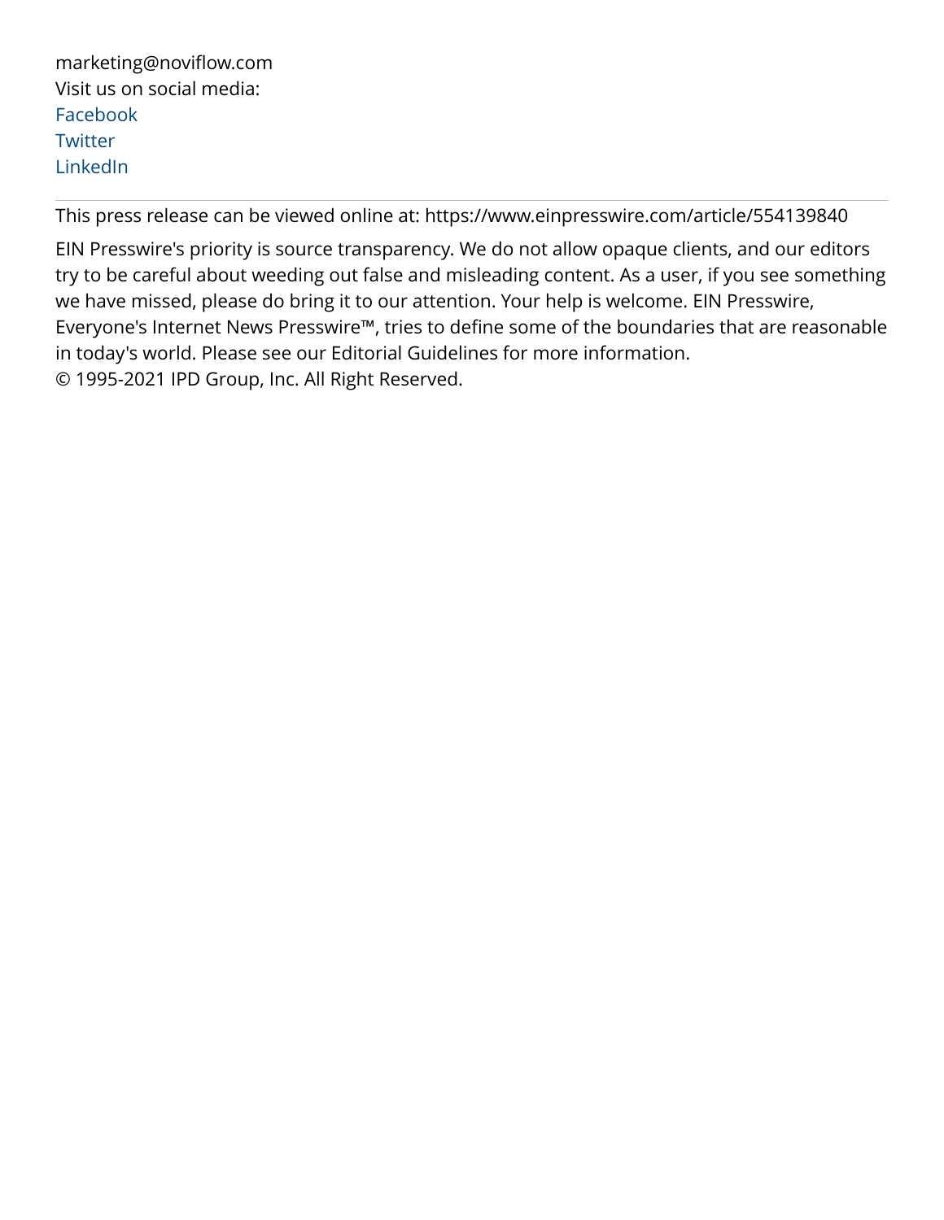marketing@noviflow.com
Visit us on social media:
Facebook
Twitter
LinkedIn

---

This press release can be viewed online at: https://www.einpresswire.com/article/554139840

EIN Presswire's priority is source transparency. We do not allow opaque clients, and our editors try to be careful about weeding out false and misleading content. As a user, if you see something we have missed, please do bring it to our attention. Your help is welcome. EIN Presswire, Everyone's Internet News Presswire™, tries to define some of the boundaries that are reasonable in today's world. Please see our Editorial Guidelines for more information.
© 1995-2021 IPD Group, Inc. All Right Reserved.